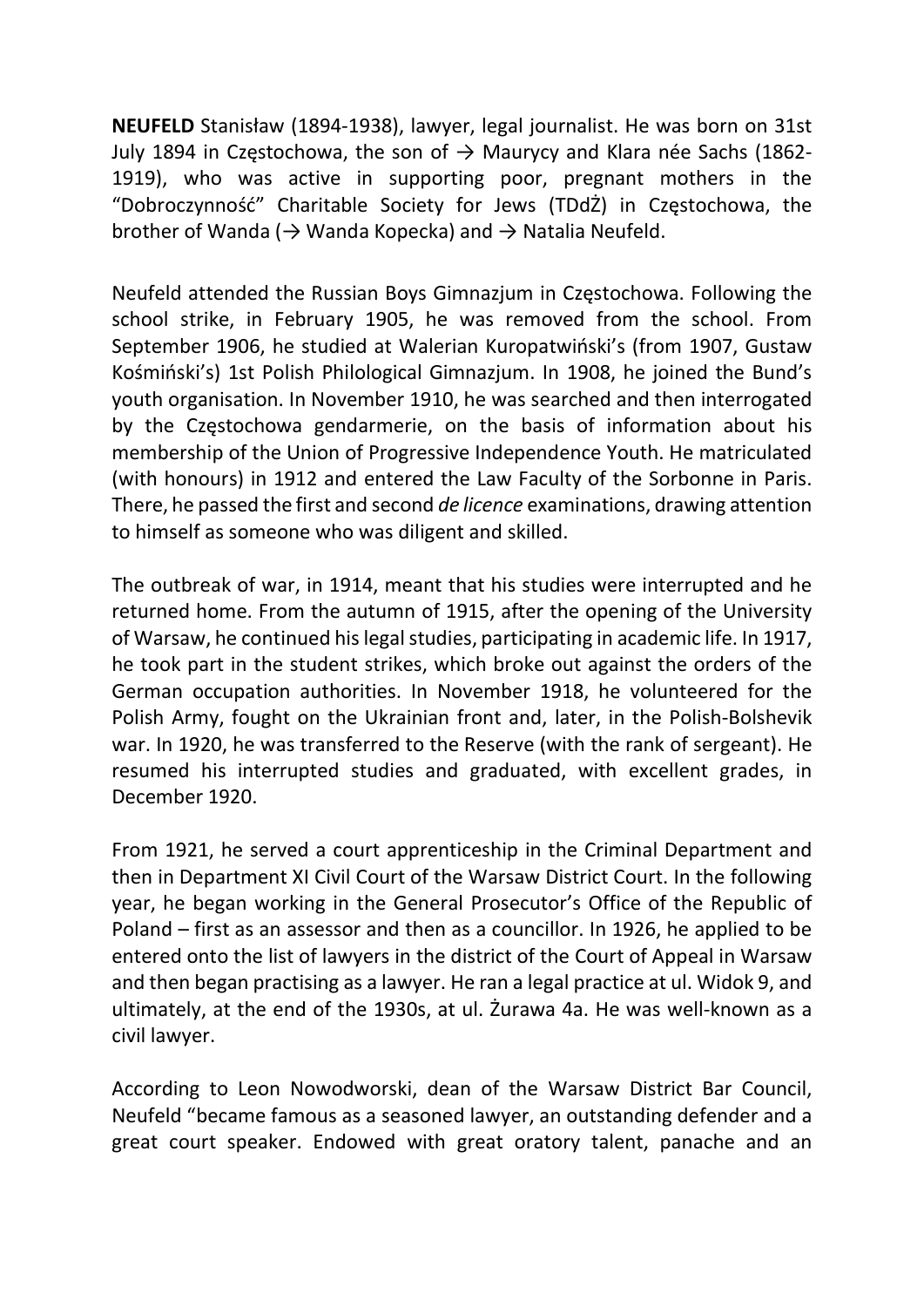**NEUFELD** Stanisław (1894-1938), lawyer, legal journalist. He was born on 31st July 1894 in Częstochowa, the son of → Maurycy and Klara née Sachs (1862-1919), who was active in supporting poor, pregnant mothers in the "Dobroczynność" Charitable Society for Jews (TDdŻ) in Częstochowa, the brother of Wanda (→ Wanda Kopecka) and → Natalia Neufeld.

Neufeld attended the Russian Boys Gimnazjum in Częstochowa. Following the school strike, in February 1905, he was removed from the school. From September 1906, he studied at Walerian Kuropatwiński's (from 1907, Gustaw Kośmiński's) 1st Polish Philological Gimnazjum. In 1908, he joined the Bund's youth organisation. In November 1910, he was searched and then interrogated by the Częstochowa gendarmerie, on the basis of information about his membership of the Union of Progressive Independence Youth. He matriculated (with honours) in 1912 and entered the Law Faculty of the Sorbonne in Paris. There, he passed the first and second *de licence* examinations, drawing attention to himself as someone who was diligent and skilled.

The outbreak of war, in 1914, meant that his studies were interrupted and he returned home. From the autumn of 1915, after the opening of the University of Warsaw, he continued his legal studies, participating in academic life. In 1917, he took part in the student strikes, which broke out against the orders of the German occupation authorities. In November 1918, he volunteered for the Polish Army, fought on the Ukrainian front and, later, in the Polish-Bolshevik war. In 1920, he was transferred to the Reserve (with the rank of sergeant). He resumed his interrupted studies and graduated, with excellent grades, in December 1920.

From 1921, he served a court apprenticeship in the Criminal Department and then in Department XI Civil Court of the Warsaw District Court. In the following year, he began working in the General Prosecutor's Office of the Republic of Poland – first as an assessor and then as a councillor. In 1926, he applied to be entered onto the list of lawyers in the district of the Court of Appeal in Warsaw and then began practising as a lawyer. He ran a legal practice at ul. Widok 9, and ultimately, at the end of the 1930s, at ul. Żurawa 4a. He was well-known as a civil lawyer.

According to Leon Nowodworski, dean of the Warsaw District Bar Council, Neufeld "became famous as a seasoned lawyer, an outstanding defender and a great court speaker. Endowed with great oratory talent, panache and an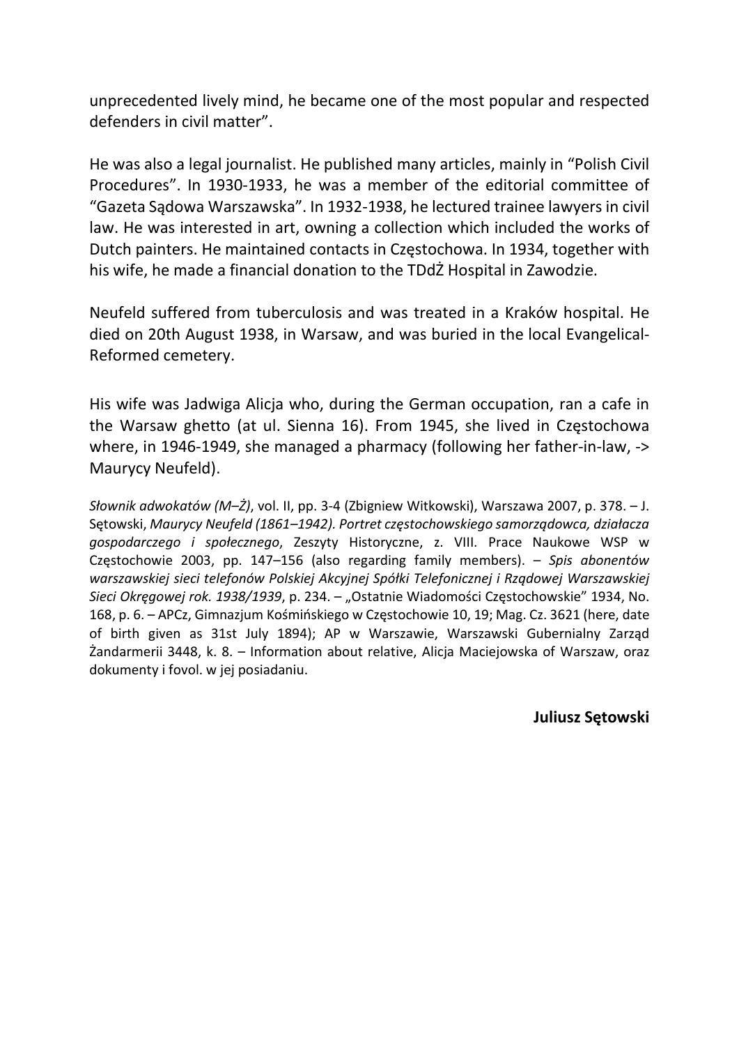unprecedented lively mind, he became one of the most popular and respected defenders in civil matter".

He was also a legal journalist. He published many articles, mainly in "Polish Civil Procedures". In 1930-1933, he was a member of the editorial committee of "Gazeta Sądowa Warszawska". In 1932-1938, he lectured trainee lawyers in civil law. He was interested in art, owning a collection which included the works of Dutch painters. He maintained contacts in Częstochowa. In 1934, together with his wife, he made a financial donation to the TDdŻ Hospital in Zawodzie.

Neufeld suffered from tuberculosis and was treated in a Kraków hospital. He died on 20th August 1938, in Warsaw, and was buried in the local Evangelical-Reformed cemetery.

His wife was Jadwiga Alicja who, during the German occupation, ran a cafe in the Warsaw ghetto (at ul. Sienna 16). From 1945, she lived in Częstochowa where, in 1946-1949, she managed a pharmacy (following her father-in-law, -> Maurycy Neufeld).

*Słownik adwokatów (M–Ż)*, vol. II, pp. 3-4 (Zbigniew Witkowski), Warszawa 2007, p. 378. – J. Sętowski, *Maurycy Neufeld (1861–1942). Portret częstochowskiego samorządowca, działacza gospodarczego i społecznego*, Zeszyty Historyczne, z. VIII. Prace Naukowe WSP w Częstochowie 2003, pp. 147–156 (also regarding family members). – *Spis abonentów warszawskiej sieci telefonów Polskiej Akcyjnej Spółki Telefonicznej i Rządowej Warszawskiej Sieci Okręgowej rok. 1938/1939*, p. 234. – „Ostatnie Wiadomości Częstochowskie" 1934, No. 168, p. 6. – APCz, Gimnazjum Kośmińskiego w Częstochowie 10, 19; Mag. Cz. 3621 (here, date of birth given as 31st July 1894); AP w Warszawie, Warszawski Gubernialny Zarząd Żandarmerii 3448, k. 8. – Information about relative, Alicja Maciejowska of Warsaw, oraz dokumenty i fovol. w jej posiadaniu.

**Juliusz Sętowski**